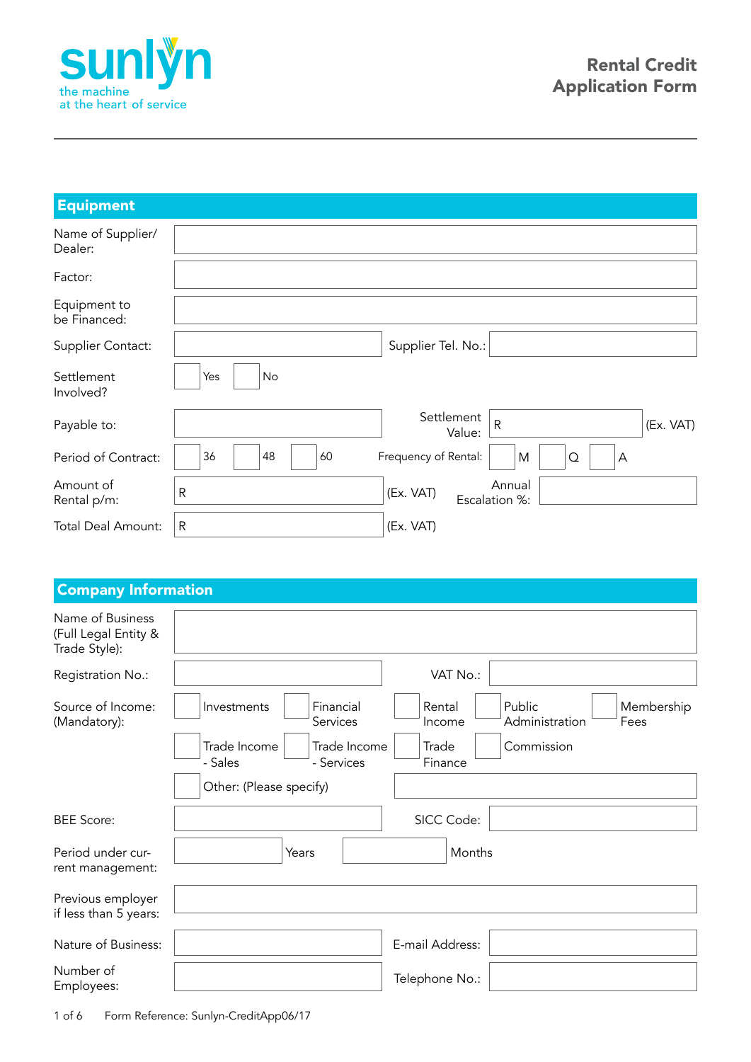sunlyn

the machine
at the heart of service

# Rental Credit Application Form

## Equipment

| | | | |
|---|---|---|---|
| Name of Supplier/ Dealer: | | | |
| Factor: | | | |
| Equipment to be Financed: | | | |
| Supplier Contact: | | Supplier Tel. No.: | |
| Settlement Involved? | ☐ Yes ☐ No | | |
| Payable to: | | Settlement Value: | R (Ex. VAT) |
| Period of Contract: | ☐ 36 ☐ 48 ☐ 60 | Frequency of Rental: | ☐ M ☐ Q ☐ A |
| Amount of Rental p/m: | R (Ex. VAT) | Annual Escalation %: | |
| Total Deal Amount: | R (Ex. VAT) | | |

## Company Information

| | | | |
|---|---|---|---|
| Name of Business (Full Legal Entity & Trade Style): | | | |
| Registration No.: | | VAT No.: | |
| Source of Income: (Mandatory): | ☐ Investments ☐ Financial Services ☐ Rental Income ☐ Public Administration ☐ Membership Fees ☐ Trade Income - Sales ☐ Trade Income - Services ☐ Trade Finance ☐ Commission ☐ Other: (Please specify) | | |
| BEE Score: | | SICC Code: | |
| Period under current management: | Years Months | | |
| Previous employer if less than 5 years: | | | |
| Nature of Business: | | E-mail Address: | |
| Number of Employees: | | Telephone No.: | |

Form Reference: Sunlyn-CreditApp06/17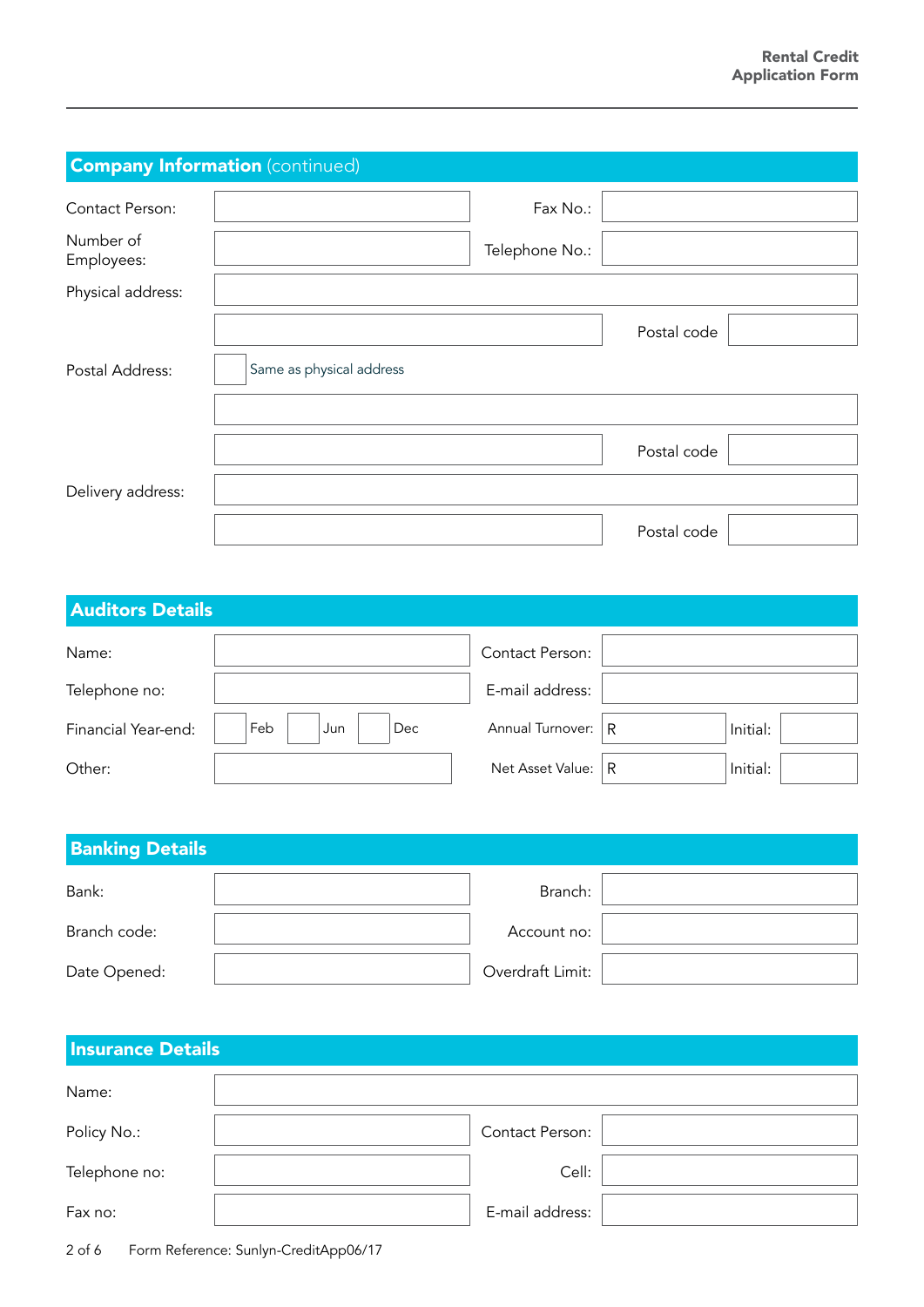## Company Information (continued)

| | | | |
|---|---|---|---|
| Contact Person: | | Fax No.: | |
| Number of Employees: | | Telephone No.: | |
| Physical address: | | | |
| | | Postal code | |
| Postal Address: | ☐ Same as physical address | | |
| | | | |
| | | Postal code | |
| Delivery address: | | | |
| | | Postal code | |

## Auditors Details

| | | | | | |
|---|---|---|---|---|---|
| Name: | | Contact Person: | | | |
| Telephone no: | | E-mail address: | | | |
| Financial Year-end: | ☐ Feb ☐ Jun ☐ Dec | Annual Turnover: | R | Initial: | |
| Other: | | Net Asset Value: | R | Initial: | |

## Banking Details

| | | | |
|---|---|---|---|
| Bank: | | Branch: | |
| Branch code: | | Account no: | |
| Date Opened: | | Overdraft Limit: | |

## Insurance Details

| | | | |
|---|---|---|---|
| Name: | | | |
| Policy No.: | | Contact Person: | |
| Telephone no: | | Cell: | |
| Fax no: | | E-mail address: | |

Form Reference: Sunlyn-CreditApp06/17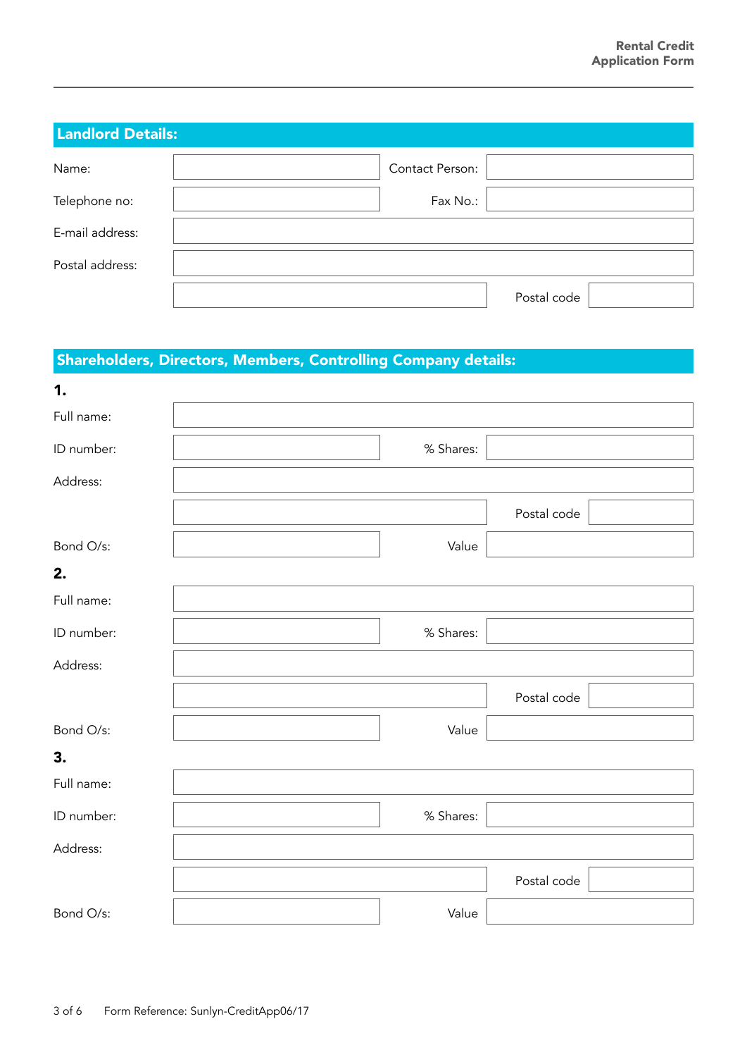## Landlord Details:

| | | | |
|---|---|---|---|
| Name: | | Contact Person: | |
| Telephone no: | | Fax No.: | |
| E-mail address: | | | |
| Postal address: | | | |
| | | Postal code | |

## Shareholders, Directors, Members, Controlling Company details:

**1.**

| | | | |
|---|---|---|---|
| Full name: | | | |
| ID number: | | % Shares: | |
| Address: | | | |
| | | Postal code | |
| Bond O/s: | | Value | |

**2.**

| | | | |
|---|---|---|---|
| Full name: | | | |
| ID number: | | % Shares: | |
| Address: | | | |
| | | Postal code | |
| Bond O/s: | | Value | |

**3.**

| | | | |
|---|---|---|---|
| Full name: | | | |
| ID number: | | % Shares: | |
| Address: | | | |
| | | Postal code | |
| Bond O/s: | | Value | |

Form Reference: Sunlyn-CreditApp06/17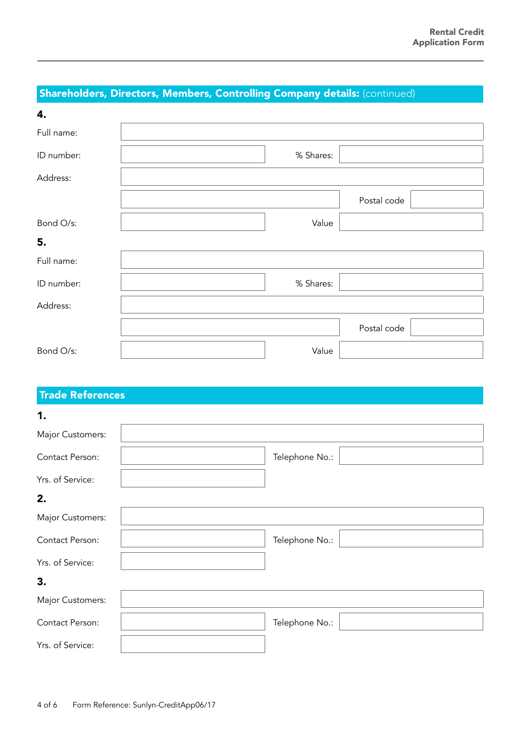## Shareholders, Directors, Members, Controlling Company details: (continued)

**4.**

Full name:

ID number: % Shares:

Address:

Postal code

Bond O/s: Value

**5.**

Full name:

ID number: % Shares:

Address:

Postal code

Bond O/s: Value

## Trade References

**1.**

Major Customers:

Contact Person: Telephone No.:

Yrs. of Service:

**2.**

Major Customers:

Contact Person: Telephone No.:

Yrs. of Service:

**3.**

Major Customers:

Contact Person: Telephone No.:

Yrs. of Service:

Form Reference: Sunlyn-CreditApp06/17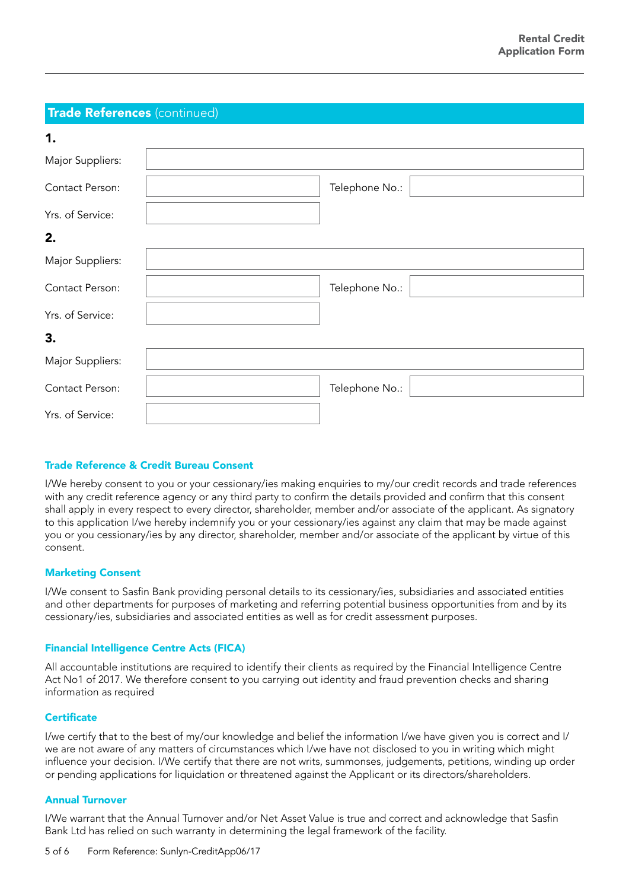## Trade References (continued)

**1.**

| | | | |
|---|---|---|---|
| Major Suppliers: | | | |
| Contact Person: | | Telephone No.: | |
| Yrs. of Service: | | | |

**2.**

| | | | |
|---|---|---|---|
| Major Suppliers: | | | |
| Contact Person: | | Telephone No.: | |
| Yrs. of Service: | | | |

**3.**

| | | | |
|---|---|---|---|
| Major Suppliers: | | | |
| Contact Person: | | Telephone No.: | |
| Yrs. of Service: | | | |

### Trade Reference & Credit Bureau Consent

I/We hereby consent to you or your cessionary/ies making enquiries to my/our credit records and trade references with any credit reference agency or any third party to confirm the details provided and confirm that this consent shall apply in every respect to every director, shareholder, member and/or associate of the applicant. As signatory to this application I/we hereby indemnify you or your cessionary/ies against any claim that may be made against you or you cessionary/ies by any director, shareholder, member and/or associate of the applicant by virtue of this consent.

### Marketing Consent

I/We consent to Sasfin Bank providing personal details to its cessionary/ies, subsidiaries and associated entities and other departments for purposes of marketing and referring potential business opportunities from and by its cessionary/ies, subsidiaries and associated entities as well as for credit assessment purposes.

### Financial Intelligence Centre Acts (FICA)

All accountable institutions are required to identify their clients as required by the Financial Intelligence Centre Act No1 of 2017. We therefore consent to you carrying out identity and fraud prevention checks and sharing information as required

### Certificate

I/we certify that to the best of my/our knowledge and belief the information I/we have given you is correct and I/we are not aware of any matters of circumstances which I/we have not disclosed to you in writing which might influence your decision. I/We certify that there are not writs, summonses, judgements, petitions, winding up order or pending applications for liquidation or threatened against the Applicant or its directors/shareholders.

### Annual Turnover

I/We warrant that the Annual Turnover and/or Net Asset Value is true and correct and acknowledge that Sasfin Bank Ltd has relied on such warranty in determining the legal framework of the facility.

Form Reference: Sunlyn-CreditApp06/17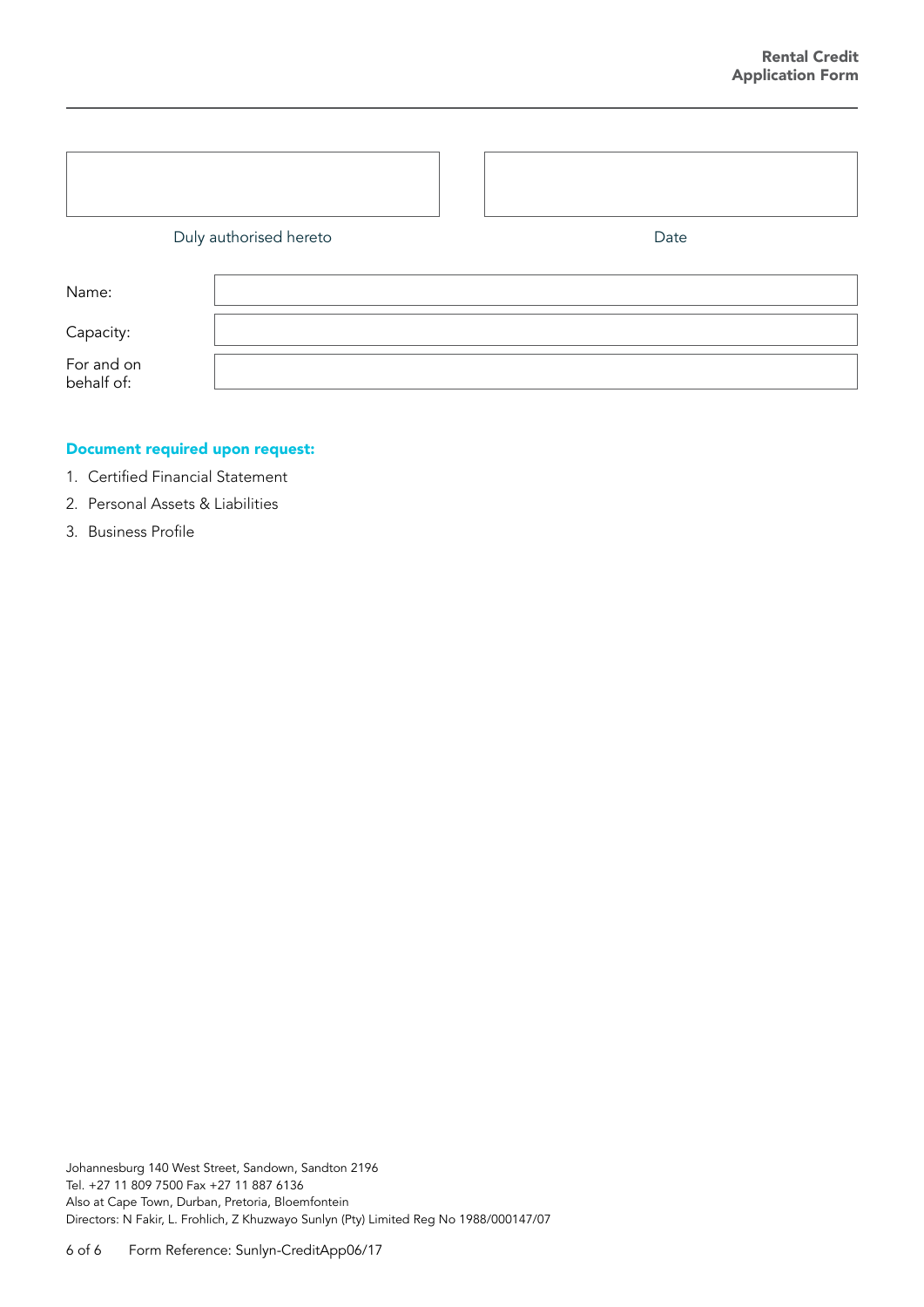| | |
|---|---|
| | |
| Duly authorised hereto | Date |

| | |
|---|---|
| Name: | |
| Capacity: | |
| For and on behalf of: | |

**Document required upon request:**

1. Certified Financial Statement
2. Personal Assets & Liabilities
3. Business Profile

Johannesburg 140 West Street, Sandown, Sandton 2196
Tel. +27 11 809 7500 Fax +27 11 887 6136
Also at Cape Town, Durban, Pretoria, Bloemfontein
Directors: N Fakir, L. Frohlich, Z Khuzwayo Sunlyn (Pty) Limited Reg No 1988/000147/07

Form Reference: Sunlyn-CreditApp06/17